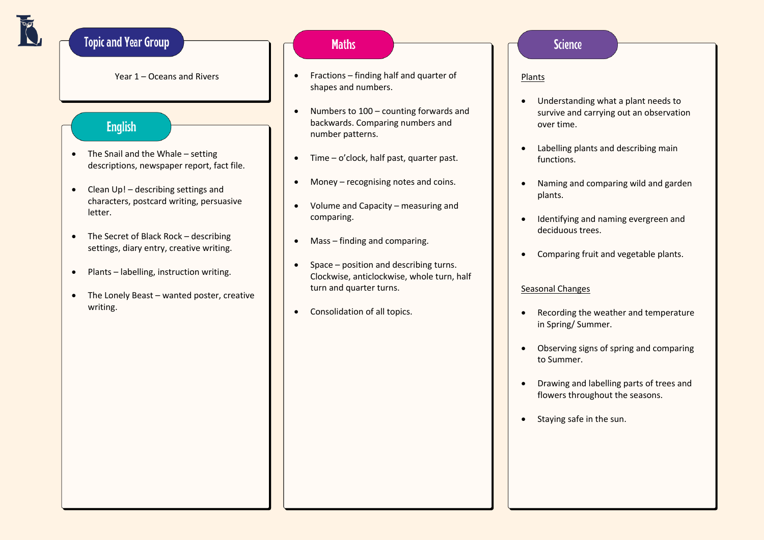## Topic and Year Group

Year 1 – Oceans and Rivers

## English

- The Snail and the Whale – setting descriptions, newspaper report, fact file.
- Clean Up! – describing settings and characters, postcard writing, persuasive letter.
- The Secret of Black Rock – describing settings, diary entry, creative writing.
- Plants – labelling, instruction writing.
- The Lonely Beast – wanted poster, creative writing.

## Maths

- Fractions – finding half and quarter of shapes and numbers.
- Numbers to 100 – counting forwards and backwards. Comparing numbers and number patterns.
- Time – o'clock, half past, quarter past.
- Money – recognising notes and coins.
- Volume and Capacity – measuring and comparing.
- Mass – finding and comparing.
- Space – position and describing turns. Clockwise, anticlockwise, whole turn, half turn and quarter turns.
- Consolidation of all topics.

## Science

<u>Plants</u>

- Understanding what a plant needs to survive and carrying out an observation over time.
- Labelling plants and describing main functions.
- Naming and comparing wild and garden plants.
- Identifying and naming evergreen and deciduous trees.
- Comparing fruit and vegetable plants.

<u>Seasonal Changes</u>

- Recording the weather and temperature in Spring/ Summer.
- Observing signs of spring and comparing to Summer.
- Drawing and labelling parts of trees and flowers throughout the seasons.
- Staying safe in the sun.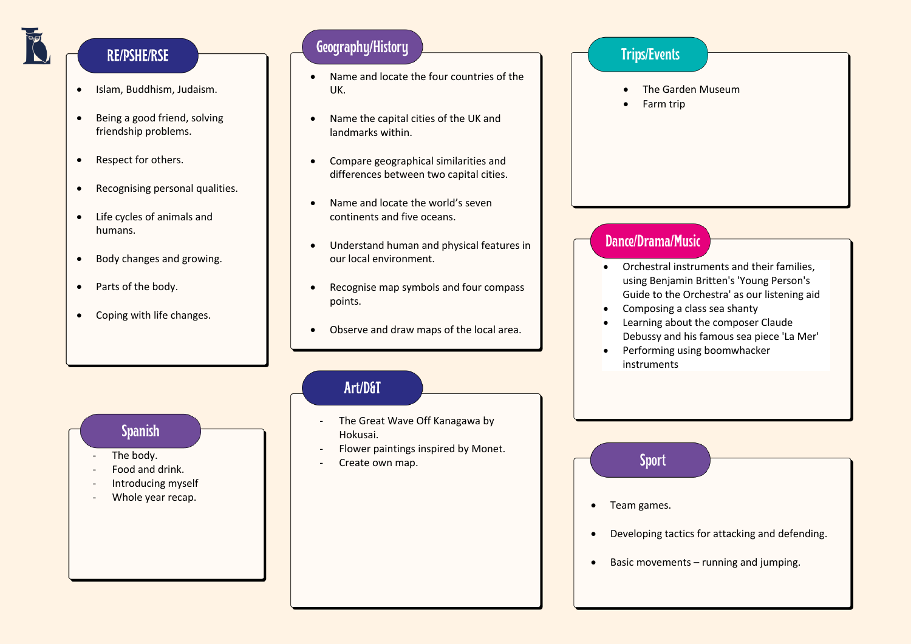## RE/PSHE/RSE

- Islam, Buddhism, Judaism.
- Being a good friend, solving friendship problems.
- Respect for others.
- Recognising personal qualities.
- Life cycles of animals and humans.
- Body changes and growing.
- Parts of the body.
- Coping with life changes.

## Spanish

- The body.
- Food and drink.
- Introducing myself
- Whole year recap.

## Geography/History

- Name and locate the four countries of the UK.
- Name the capital cities of the UK and landmarks within.
- Compare geographical similarities and differences between two capital cities.
- Name and locate the world's seven continents and five oceans.
- Understand human and physical features in our local environment.
- Recognise map symbols and four compass points.
- Observe and draw maps of the local area.

## Art/D&T

- The Great Wave Off Kanagawa by Hokusai.
- Flower paintings inspired by Monet.
- Create own map.

## Trips/Events

- The Garden Museum
- Farm trip

## Dance/Drama/Music

- Orchestral instruments and their families, using Benjamin Britten's 'Young Person's Guide to the Orchestra' as our listening aid
- Composing a class sea shanty
- Learning about the composer Claude Debussy and his famous sea piece 'La Mer'
- Performing using boomwhacker instruments

## Sport

- Team games.
- Developing tactics for attacking and defending.
- Basic movements – running and jumping.